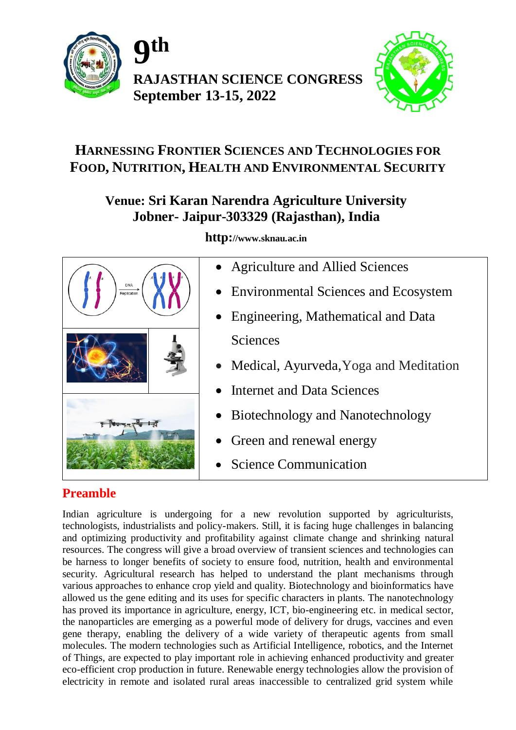# 9th RAJASTHAN SCIENCE CONGRESS

**September 13-15, 2022**

## HARNESSING FRONTIER SCIENCES AND TECHNOLOGIES FOR FOOD, NUTRITION, HEALTH AND ENVIRONMENTAL SECURITY

**Venue: Sri Karan Narendra Agriculture University**
**Jobner- Jaipur-303329 (Rajasthan), India**

**http://www.sknau.ac.in**

- Agriculture and Allied Sciences
- Environmental Sciences and Ecosystem
- Engineering, Mathematical and Data Sciences
- Medical, Ayurveda, Yoga and Meditation
- Internet and Data Sciences
- Biotechnology and Nanotechnology
- Green and renewal energy
- Science Communication

## Preamble

Indian agriculture is undergoing for a new revolution supported by agriculturists, technologists, industrialists and policy-makers. Still, it is facing huge challenges in balancing and optimizing productivity and profitability against climate change and shrinking natural resources. The congress will give a broad overview of transient sciences and technologies can be harness to longer benefits of society to ensure food, nutrition, health and environmental security. Agricultural research has helped to understand the plant mechanisms through various approaches to enhance crop yield and quality. Biotechnology and bioinformatics have allowed us the gene editing and its uses for specific characters in plants. The nanotechnology has proved its importance in agriculture, energy, ICT, bio-engineering etc. in medical sector, the nanoparticles are emerging as a powerful mode of delivery for drugs, vaccines and even gene therapy, enabling the delivery of a wide variety of therapeutic agents from small molecules. The modern technologies such as Artificial Intelligence, robotics, and the Internet of Things, are expected to play important role in achieving enhanced productivity and greater eco-efficient crop production in future. Renewable energy technologies allow the provision of electricity in remote and isolated rural areas inaccessible to centralized grid system while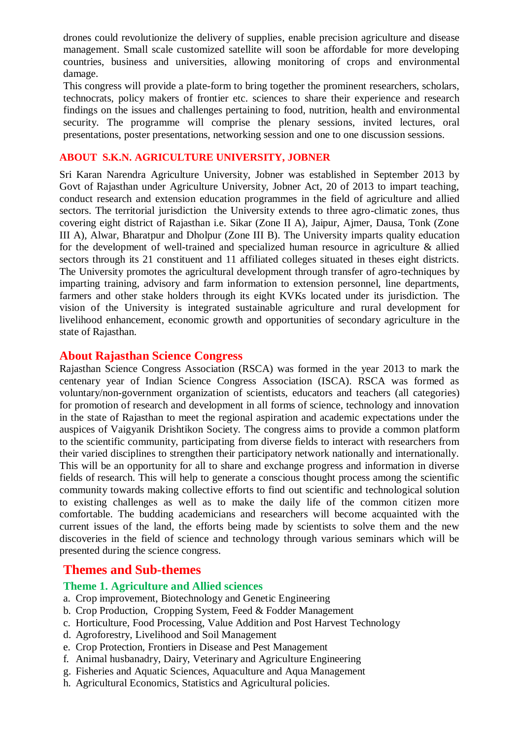drones could revolutionize the delivery of supplies, enable precision agriculture and disease management. Small scale customized satellite will soon be affordable for more developing countries, business and universities, allowing monitoring of crops and environmental damage.

This congress will provide a plate-form to bring together the prominent researchers, scholars, technocrats, policy makers of frontier etc. sciences to share their experience and research findings on the issues and challenges pertaining to food, nutrition, health and environmental security. The programme will comprise the plenary sessions, invited lectures, oral presentations, poster presentations, networking session and one to one discussion sessions.

## ABOUT S.K.N. AGRICULTURE UNIVERSITY, JOBNER

Sri Karan Narendra Agriculture University, Jobner was established in September 2013 by Govt of Rajasthan under Agriculture University, Jobner Act, 20 of 2013 to impart teaching, conduct research and extension education programmes in the field of agriculture and allied sectors. The territorial jurisdiction the University extends to three agro-climatic zones, thus covering eight district of Rajasthan i.e. Sikar (Zone II A), Jaipur, Ajmer, Dausa, Tonk (Zone III A), Alwar, Bharatpur and Dholpur (Zone III B). The University imparts quality education for the development of well-trained and specialized human resource in agriculture & allied sectors through its 21 constituent and 11 affiliated colleges situated in theses eight districts. The University promotes the agricultural development through transfer of agro-techniques by imparting training, advisory and farm information to extension personnel, line departments, farmers and other stake holders through its eight KVKs located under its jurisdiction. The vision of the University is integrated sustainable agriculture and rural development for livelihood enhancement, economic growth and opportunities of secondary agriculture in the state of Rajasthan.

## About Rajasthan Science Congress

Rajasthan Science Congress Association (RSCA) was formed in the year 2013 to mark the centenary year of Indian Science Congress Association (ISCA). RSCA was formed as voluntary/non-government organization of scientists, educators and teachers (all categories) for promotion of research and development in all forms of science, technology and innovation in the state of Rajasthan to meet the regional aspiration and academic expectations under the auspices of Vaigyanik Drishtikon Society. The congress aims to provide a common platform to the scientific community, participating from diverse fields to interact with researchers from their varied disciplines to strengthen their participatory network nationally and internationally. This will be an opportunity for all to share and exchange progress and information in diverse fields of research. This will help to generate a conscious thought process among the scientific community towards making collective efforts to find out scientific and technological solution to existing challenges as well as to make the daily life of the common citizen more comfortable. The budding academicians and researchers will become acquainted with the current issues of the land, the efforts being made by scientists to solve them and the new discoveries in the field of science and technology through various seminars which will be presented during the science congress.

## Themes and Sub-themes

### Theme 1. Agriculture and Allied sciences

a. Crop improvement, Biotechnology and Genetic Engineering
b. Crop Production, Cropping System, Feed & Fodder Management
c. Horticulture, Food Processing, Value Addition and Post Harvest Technology
d. Agroforestry, Livelihood and Soil Management
e. Crop Protection, Frontiers in Disease and Pest Management
f. Animal husbanadry, Dairy, Veterinary and Agriculture Engineering
g. Fisheries and Aquatic Sciences, Aquaculture and Aqua Management
h. Agricultural Economics, Statistics and Agricultural policies.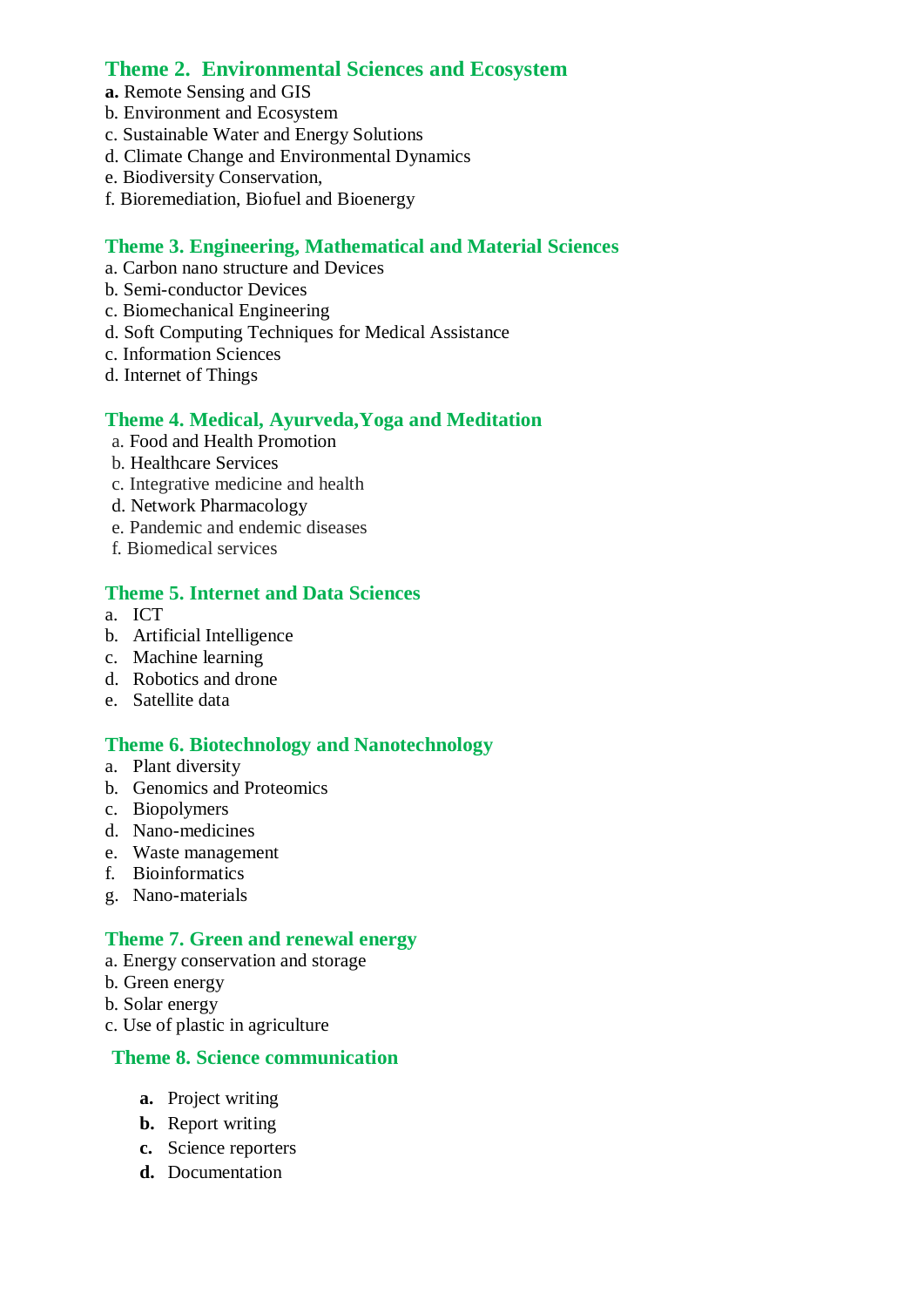## Theme 2. Environmental Sciences and Ecosystem

**a.** Remote Sensing and GIS
b. Environment and Ecosystem
c. Sustainable Water and Energy Solutions
d. Climate Change and Environmental Dynamics
e. Biodiversity Conservation,
f. Bioremediation, Biofuel and Bioenergy

## Theme 3. Engineering, Mathematical and Material Sciences

a. Carbon nano structure and Devices
b. Semi-conductor Devices
c. Biomechanical Engineering
d. Soft Computing Techniques for Medical Assistance
c. Information Sciences
d. Internet of Things

## Theme 4. Medical, Ayurveda,Yoga and Meditation

a. Food and Health Promotion
b. Healthcare Services
c. Integrative medicine and health
d. Network Pharmacology
e. Pandemic and endemic diseases
f. Biomedical services

## Theme 5. Internet and Data Sciences

a. ICT
b. Artificial Intelligence
c. Machine learning
d. Robotics and drone
e. Satellite data

## Theme 6. Biotechnology and Nanotechnology

a. Plant diversity
b. Genomics and Proteomics
c. Biopolymers
d. Nano-medicines
e. Waste management
f. Bioinformatics
g. Nano-materials

## Theme 7. Green and renewal energy

a. Energy conservation and storage
b. Green energy
b. Solar energy
c. Use of plastic in agriculture

## Theme 8. Science communication

**a.** Project writing
**b.** Report writing
**c.** Science reporters
**d.** Documentation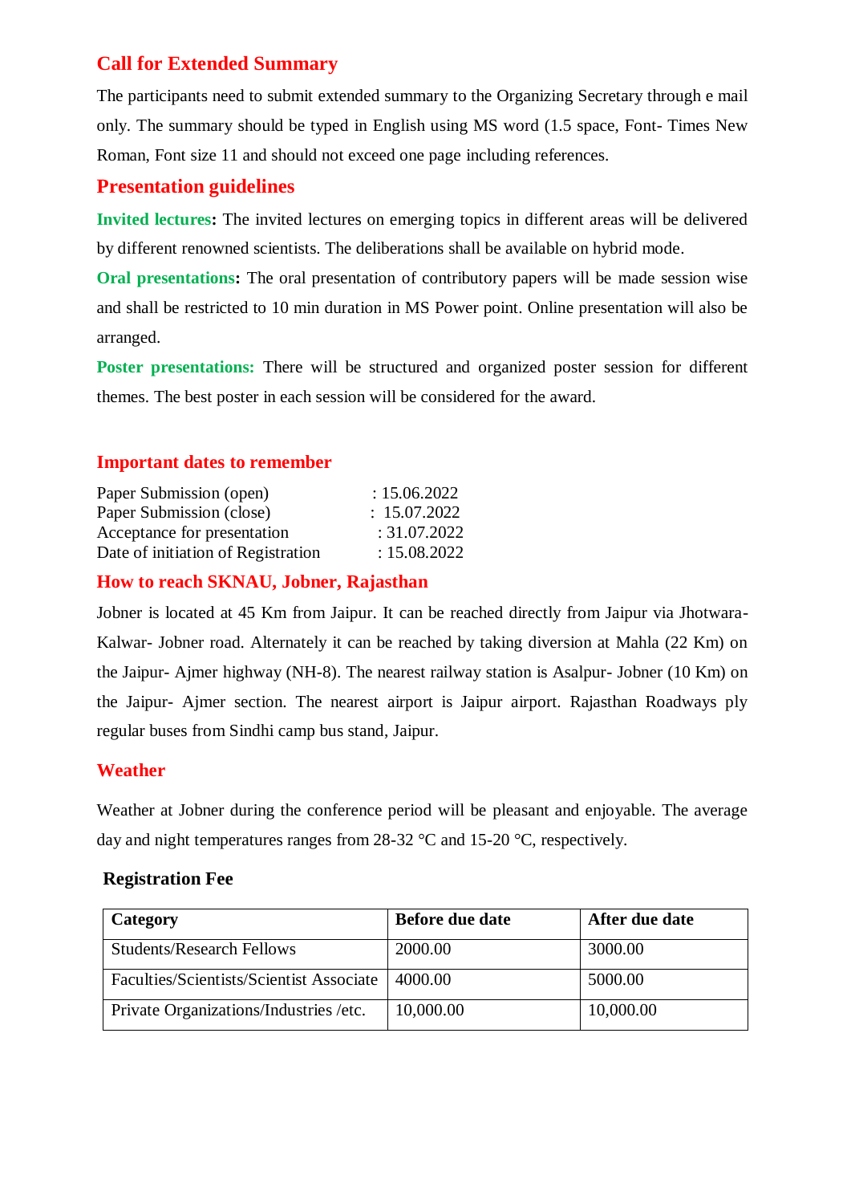## Call for Extended Summary

The participants need to submit extended summary to the Organizing Secretary through e mail only. The summary should be typed in English using MS word (1.5 space, Font- Times New Roman, Font size 11 and should not exceed one page including references.

## Presentation guidelines

**Invited lectures:** The invited lectures on emerging topics in different areas will be delivered by different renowned scientists. The deliberations shall be available on hybrid mode.

**Oral presentations:** The oral presentation of contributory papers will be made session wise and shall be restricted to 10 min duration in MS Power point. Online presentation will also be arranged.

**Poster presentations:** There will be structured and organized poster session for different themes. The best poster in each session will be considered for the award.

## Important dates to remember

| | |
|---|---|
| Paper Submission (open) | : 15.06.2022 |
| Paper Submission (close) | : 15.07.2022 |
| Acceptance for presentation | : 31.07.2022 |
| Date of initiation of Registration | : 15.08.2022 |

## How to reach SKNAU, Jobner, Rajasthan

Jobner is located at 45 Km from Jaipur. It can be reached directly from Jaipur via Jhotwara-Kalwar- Jobner road. Alternately it can be reached by taking diversion at Mahla (22 Km) on the Jaipur- Ajmer highway (NH-8). The nearest railway station is Asalpur- Jobner (10 Km) on the Jaipur- Ajmer section. The nearest airport is Jaipur airport. Rajasthan Roadways ply regular buses from Sindhi camp bus stand, Jaipur.

## Weather

Weather at Jobner during the conference period will be pleasant and enjoyable. The average day and night temperatures ranges from 28-32 °C and 15-20 °C, respectively.

**Registration Fee**

| Category | Before due date | After due date |
|---|---|---|
| Students/Research Fellows | 2000.00 | 3000.00 |
| Faculties/Scientists/Scientist Associate | 4000.00 | 5000.00 |
| Private Organizations/Industries /etc. | 10,000.00 | 10,000.00 |